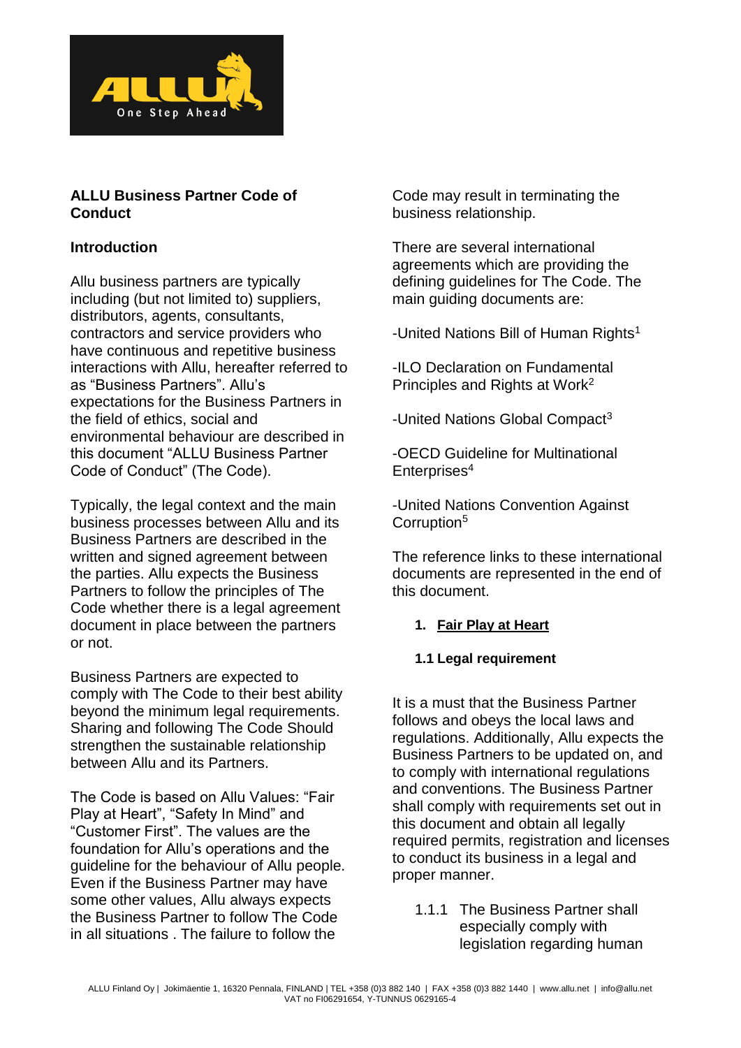## ALLU Business Partner Code of Conduct

### Introduction

Allu business partners are typically including (but not limited to) suppliers, distributors, agents, consultants, contractors and service providers who have continuous and repetitive business interactions with Allu, hereafter referred to as "Business Partners". Allu's expectations for the Business Partners in the field of ethics, social and environmental behaviour are described in this document "ALLU Business Partner Code of Conduct" (The Code).

Typically, the legal context and the main business processes between Allu and its Business Partners are described in the written and signed agreement between the parties. Allu expects the Business Partners to follow the principles of The Code whether there is a legal agreement document in place between the partners or not.

Business Partners are expected to comply with The Code to their best ability beyond the minimum legal requirements. Sharing and following The Code Should strengthen the sustainable relationship between Allu and its Partners.

The Code is based on Allu Values: "Fair Play at Heart", "Safety In Mind" and "Customer First". The values are the foundation for Allu's operations and the guideline for the behaviour of Allu people. Even if the Business Partner may have some other values, Allu always expects the Business Partner to follow The Code in all situations . The failure to follow the Code may result in terminating the business relationship.

There are several international agreements which are providing the defining guidelines for The Code. The main guiding documents are:

-United Nations Bill of Human Rights[1]

-ILO Declaration on Fundamental Principles and Rights at Work[2]

-United Nations Global Compact[3]

-OECD Guideline for Multinational Enterprises[4]

-United Nations Convention Against Corruption[5]

The reference links to these international documents are represented in the end of this document.

1. **Fair Play at Heart**

**1.1 Legal requirement**

It is a must that the Business Partner follows and obeys the local laws and regulations. Additionally, Allu expects the Business Partners to be updated on, and to comply with international regulations and conventions. The Business Partner shall comply with requirements set out in this document and obtain all legally required permits, registration and licenses to conduct its business in a legal and proper manner.

1.1.1 The Business Partner shall especially comply with legislation regarding human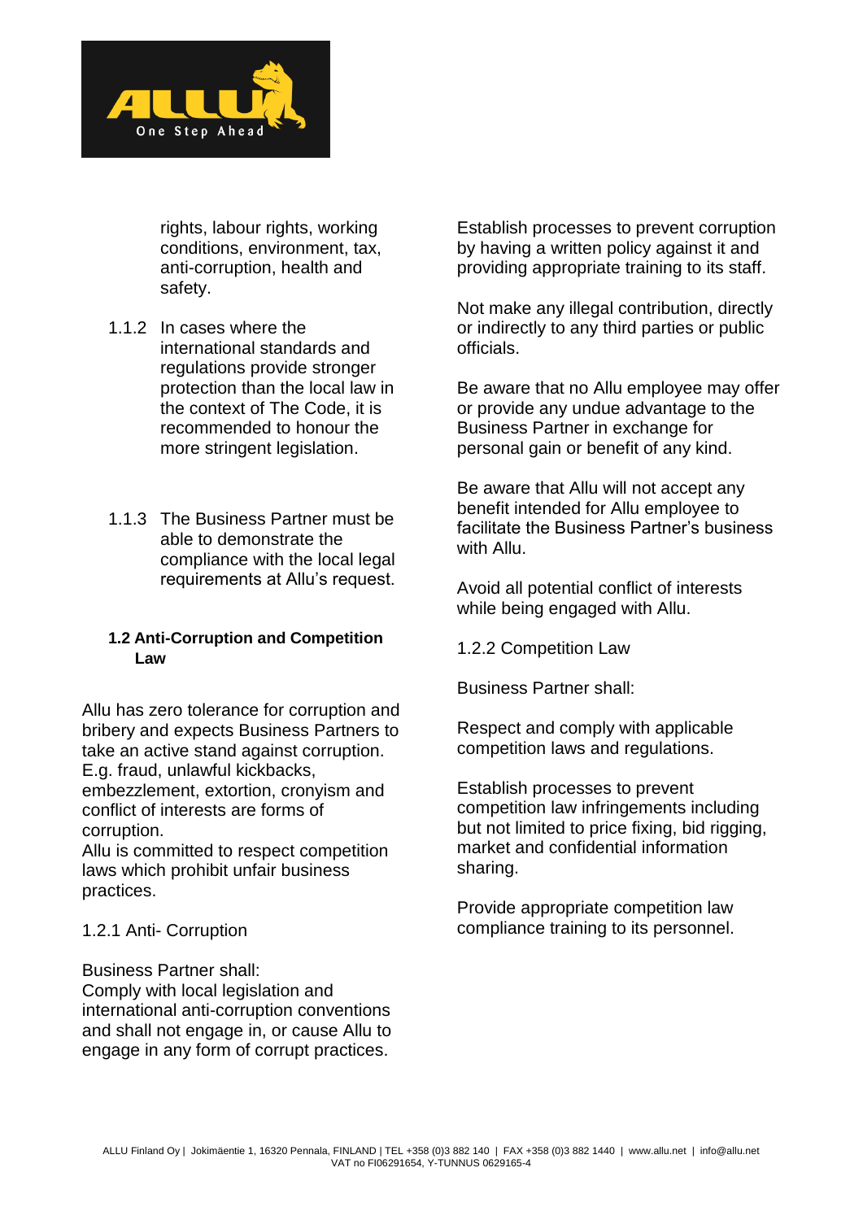rights, labour rights, working conditions, environment, tax, anti-corruption, health and safety.

1.1.2 In cases where the international standards and regulations provide stronger protection than the local law in the context of The Code, it is recommended to honour the more stringent legislation.

1.1.3 The Business Partner must be able to demonstrate the compliance with the local legal requirements at Allu's request.

### 1.2 Anti-Corruption and Competition Law

Allu has zero tolerance for corruption and bribery and expects Business Partners to take an active stand against corruption. E.g. fraud, unlawful kickbacks, embezzlement, extortion, cronyism and conflict of interests are forms of corruption.
Allu is committed to respect competition laws which prohibit unfair business practices.

1.2.1 Anti- Corruption

Business Partner shall:
Comply with local legislation and international anti-corruption conventions and shall not engage in, or cause Allu to engage in any form of corrupt practices.

Establish processes to prevent corruption by having a written policy against it and providing appropriate training to its staff.

Not make any illegal contribution, directly or indirectly to any third parties or public officials.

Be aware that no Allu employee may offer or provide any undue advantage to the Business Partner in exchange for personal gain or benefit of any kind.

Be aware that Allu will not accept any benefit intended for Allu employee to facilitate the Business Partner's business with Allu.

Avoid all potential conflict of interests while being engaged with Allu.

1.2.2 Competition Law

Business Partner shall:

Respect and comply with applicable competition laws and regulations.

Establish processes to prevent competition law infringements including but not limited to price fixing, bid rigging, market and confidential information sharing.

Provide appropriate competition law compliance training to its personnel.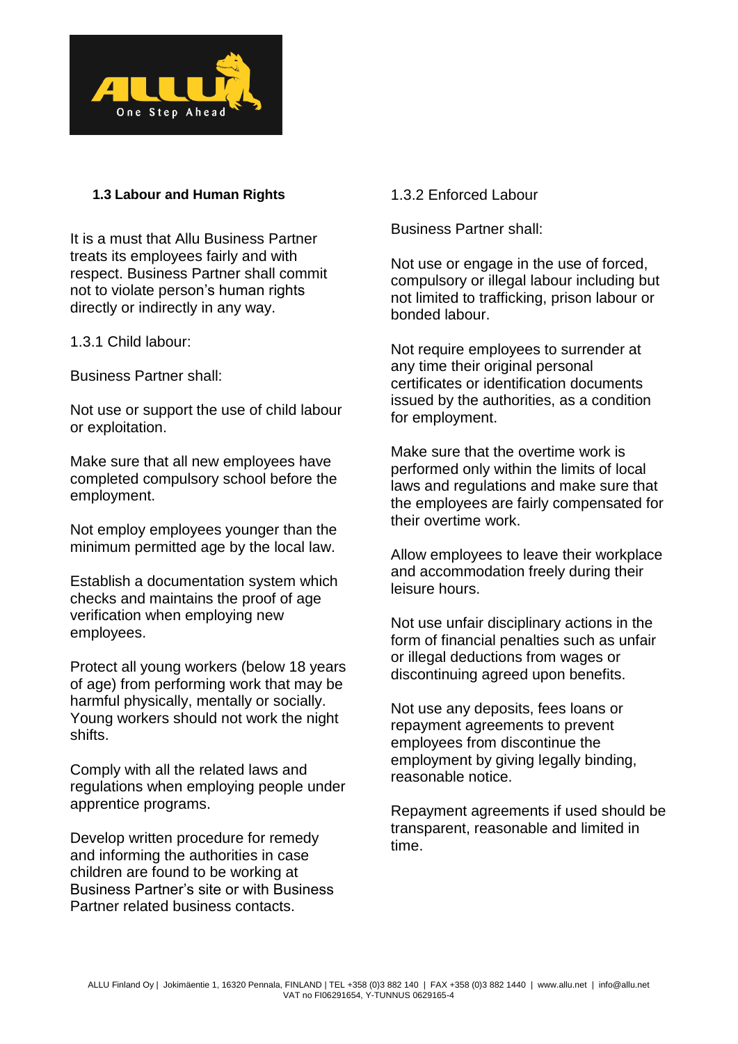### 1.3 Labour and Human Rights

It is a must that Allu Business Partner treats its employees fairly and with respect. Business Partner shall commit not to violate person's human rights directly or indirectly in any way.

1.3.1 Child labour:

Business Partner shall:

Not use or support the use of child labour or exploitation.

Make sure that all new employees have completed compulsory school before the employment.

Not employ employees younger than the minimum permitted age by the local law.

Establish a documentation system which checks and maintains the proof of age verification when employing new employees.

Protect all young workers (below 18 years of age) from performing work that may be harmful physically, mentally or socially. Young workers should not work the night shifts.

Comply with all the related laws and regulations when employing people under apprentice programs.

Develop written procedure for remedy and informing the authorities in case children are found to be working at Business Partner's site or with Business Partner related business contacts.

1.3.2 Enforced Labour

Business Partner shall:

Not use or engage in the use of forced, compulsory or illegal labour including but not limited to trafficking, prison labour or bonded labour.

Not require employees to surrender at any time their original personal certificates or identification documents issued by the authorities, as a condition for employment.

Make sure that the overtime work is performed only within the limits of local laws and regulations and make sure that the employees are fairly compensated for their overtime work.

Allow employees to leave their workplace and accommodation freely during their leisure hours.

Not use unfair disciplinary actions in the form of financial penalties such as unfair or illegal deductions from wages or discontinuing agreed upon benefits.

Not use any deposits, fees loans or repayment agreements to prevent employees from discontinue the employment by giving legally binding, reasonable notice.

Repayment agreements if used should be transparent, reasonable and limited in time.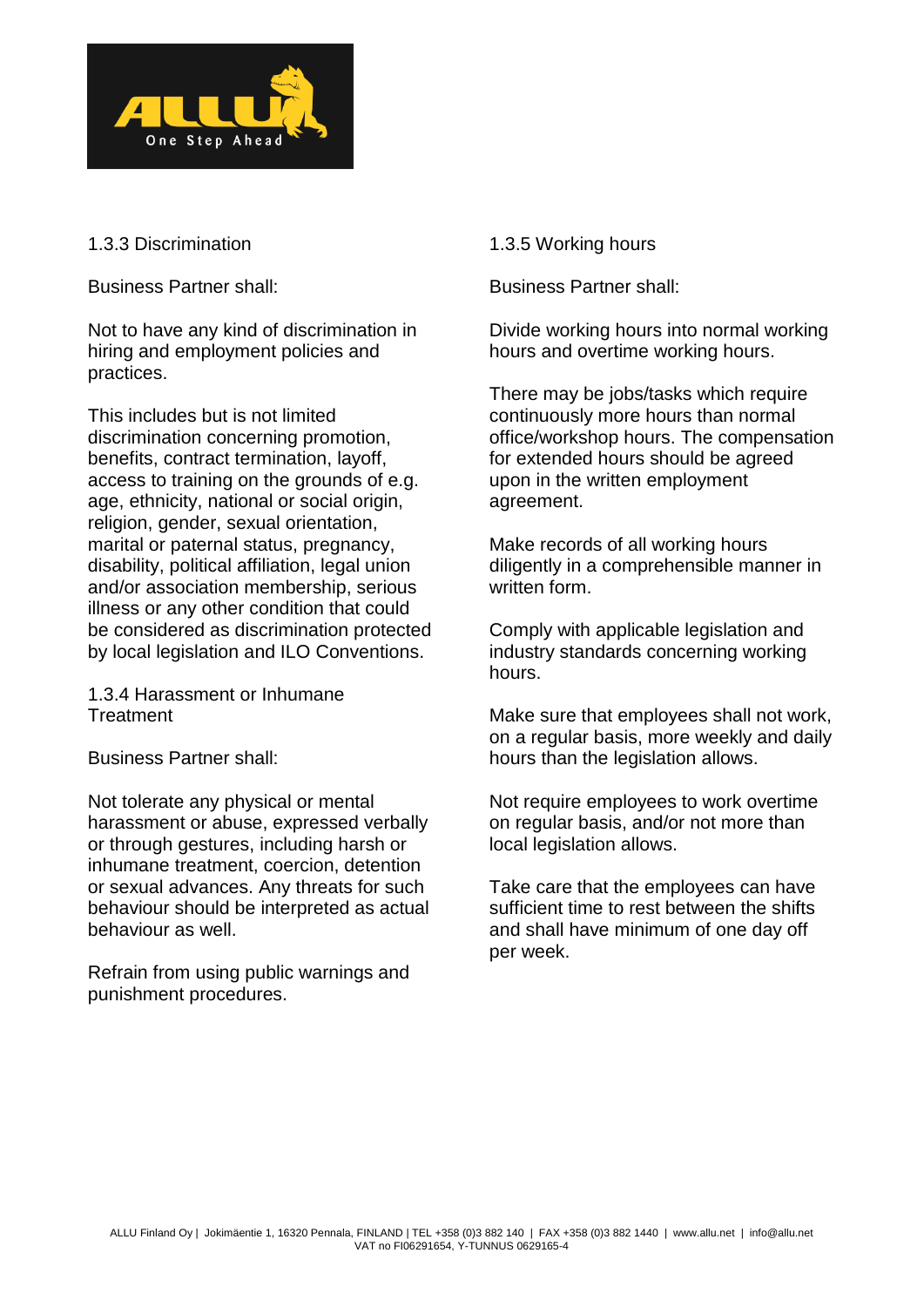### 1.3.3 Discrimination

Business Partner shall:

Not to have any kind of discrimination in hiring and employment policies and practices.

This includes but is not limited discrimination concerning promotion, benefits, contract termination, layoff, access to training on the grounds of e.g. age, ethnicity, national or social origin, religion, gender, sexual orientation, marital or paternal status, pregnancy, disability, political affiliation, legal union and/or association membership, serious illness or any other condition that could be considered as discrimination protected by local legislation and ILO Conventions.

### 1.3.4 Harassment or Inhumane Treatment

Business Partner shall:

Not tolerate any physical or mental harassment or abuse, expressed verbally or through gestures, including harsh or inhumane treatment, coercion, detention or sexual advances. Any threats for such behaviour should be interpreted as actual behaviour as well.

Refrain from using public warnings and punishment procedures.

### 1.3.5 Working hours

Business Partner shall:

Divide working hours into normal working hours and overtime working hours.

There may be jobs/tasks which require continuously more hours than normal office/workshop hours. The compensation for extended hours should be agreed upon in the written employment agreement.

Make records of all working hours diligently in a comprehensible manner in written form.

Comply with applicable legislation and industry standards concerning working hours.

Make sure that employees shall not work, on a regular basis, more weekly and daily hours than the legislation allows.

Not require employees to work overtime on regular basis, and/or not more than local legislation allows.

Take care that the employees can have sufficient time to rest between the shifts and shall have minimum of one day off per week.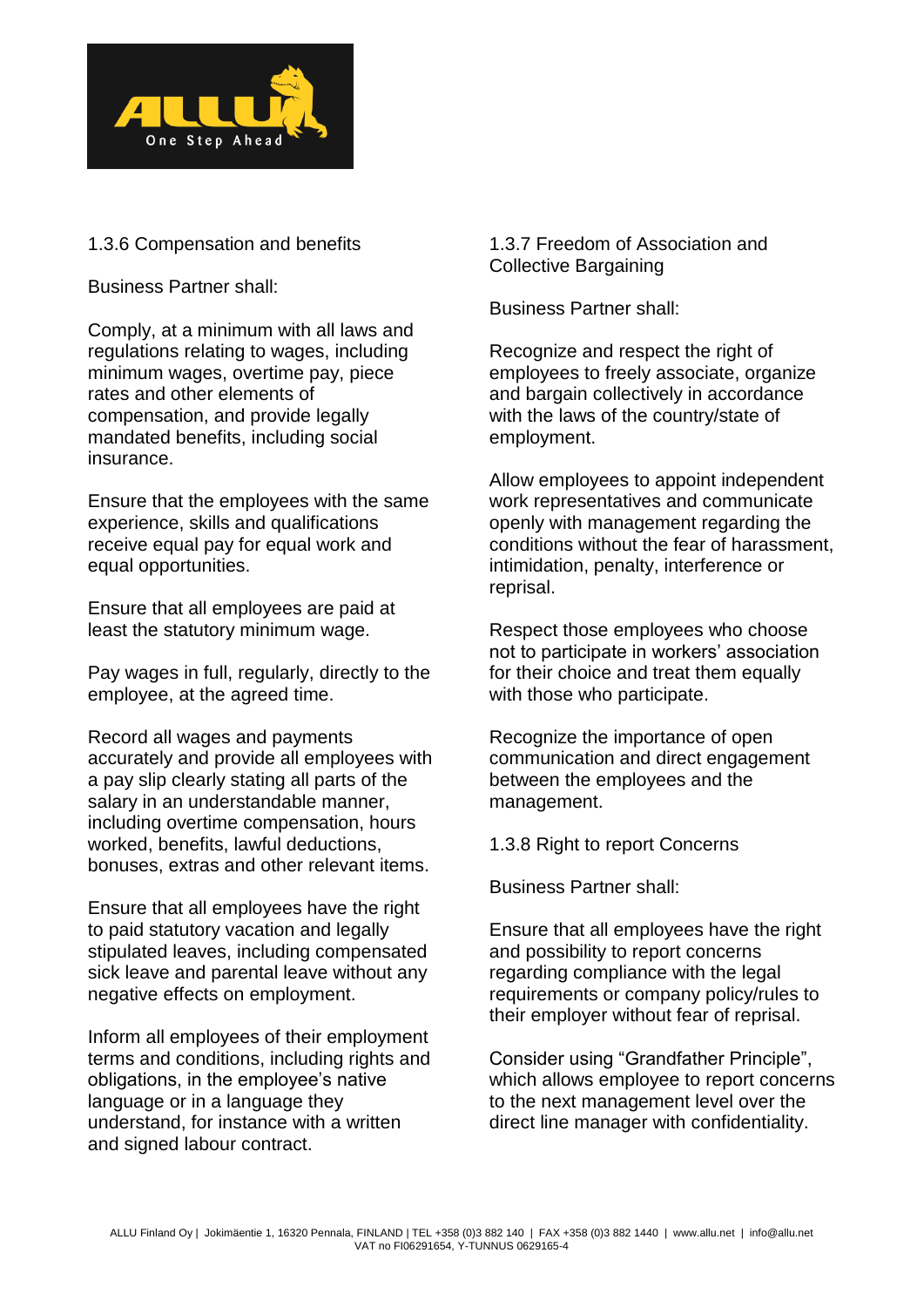### 1.3.6 Compensation and benefits

Business Partner shall:

Comply, at a minimum with all laws and regulations relating to wages, including minimum wages, overtime pay, piece rates and other elements of compensation, and provide legally mandated benefits, including social insurance.

Ensure that the employees with the same experience, skills and qualifications receive equal pay for equal work and equal opportunities.

Ensure that all employees are paid at least the statutory minimum wage.

Pay wages in full, regularly, directly to the employee, at the agreed time.

Record all wages and payments accurately and provide all employees with a pay slip clearly stating all parts of the salary in an understandable manner, including overtime compensation, hours worked, benefits, lawful deductions, bonuses, extras and other relevant items.

Ensure that all employees have the right to paid statutory vacation and legally stipulated leaves, including compensated sick leave and parental leave without any negative effects on employment.

Inform all employees of their employment terms and conditions, including rights and obligations, in the employee's native language or in a language they understand, for instance with a written and signed labour contract.

### 1.3.7 Freedom of Association and Collective Bargaining

Business Partner shall:

Recognize and respect the right of employees to freely associate, organize and bargain collectively in accordance with the laws of the country/state of employment.

Allow employees to appoint independent work representatives and communicate openly with management regarding the conditions without the fear of harassment, intimidation, penalty, interference or reprisal.

Respect those employees who choose not to participate in workers' association for their choice and treat them equally with those who participate.

Recognize the importance of open communication and direct engagement between the employees and the management.

### 1.3.8 Right to report Concerns

Business Partner shall:

Ensure that all employees have the right and possibility to report concerns regarding compliance with the legal requirements or company policy/rules to their employer without fear of reprisal.

Consider using "Grandfather Principle", which allows employee to report concerns to the next management level over the direct line manager with confidentiality.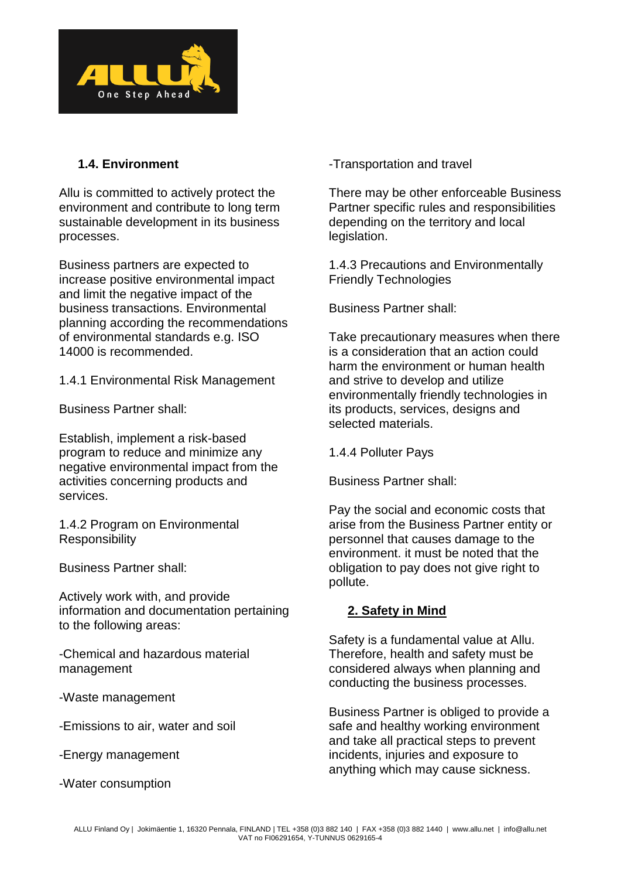### 1.4. Environment

Allu is committed to actively protect the environment and contribute to long term sustainable development in its business processes.

Business partners are expected to increase positive environmental impact and limit the negative impact of the business transactions. Environmental planning according the recommendations of environmental standards e.g. ISO 14000 is recommended.

1.4.1 Environmental Risk Management

Business Partner shall:

Establish, implement a risk-based program to reduce and minimize any negative environmental impact from the activities concerning products and services.

1.4.2 Program on Environmental Responsibility

Business Partner shall:

Actively work with, and provide information and documentation pertaining to the following areas:

-Chemical and hazardous material management

-Waste management

-Emissions to air, water and soil

-Energy management

-Water consumption

-Transportation and travel

There may be other enforceable Business Partner specific rules and responsibilities depending on the territory and local legislation.

1.4.3 Precautions and Environmentally Friendly Technologies

Business Partner shall:

Take precautionary measures when there is a consideration that an action could harm the environment or human health and strive to develop and utilize environmentally friendly technologies in its products, services, designs and selected materials.

1.4.4 Polluter Pays

Business Partner shall:

Pay the social and economic costs that arise from the Business Partner entity or personnel that causes damage to the environment. it must be noted that the obligation to pay does not give right to pollute.

## 2. Safety in Mind

Safety is a fundamental value at Allu. Therefore, health and safety must be considered always when planning and conducting the business processes.

Business Partner is obliged to provide a safe and healthy working environment and take all practical steps to prevent incidents, injuries and exposure to anything which may cause sickness.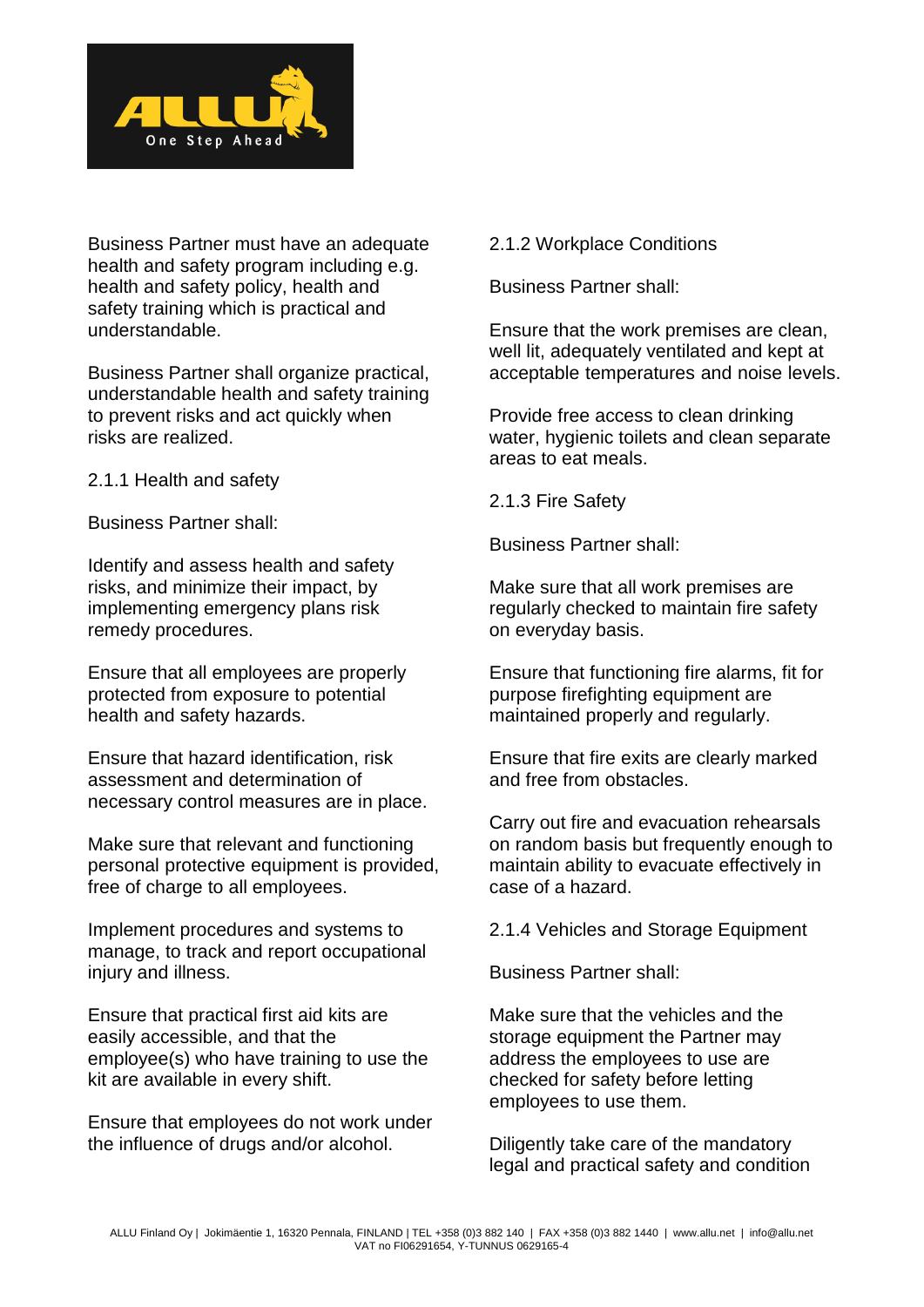Business Partner must have an adequate health and safety program including e.g. health and safety policy, health and safety training which is practical and understandable.

Business Partner shall organize practical, understandable health and safety training to prevent risks and act quickly when risks are realized.

### 2.1.1 Health and safety

Business Partner shall:

Identify and assess health and safety risks, and minimize their impact, by implementing emergency plans risk remedy procedures.

Ensure that all employees are properly protected from exposure to potential health and safety hazards.

Ensure that hazard identification, risk assessment and determination of necessary control measures are in place.

Make sure that relevant and functioning personal protective equipment is provided, free of charge to all employees.

Implement procedures and systems to manage, to track and report occupational injury and illness.

Ensure that practical first aid kits are easily accessible, and that the employee(s) who have training to use the kit are available in every shift.

Ensure that employees do not work under the influence of drugs and/or alcohol.

### 2.1.2 Workplace Conditions

Business Partner shall:

Ensure that the work premises are clean, well lit, adequately ventilated and kept at acceptable temperatures and noise levels.

Provide free access to clean drinking water, hygienic toilets and clean separate areas to eat meals.

### 2.1.3 Fire Safety

Business Partner shall:

Make sure that all work premises are regularly checked to maintain fire safety on everyday basis.

Ensure that functioning fire alarms, fit for purpose firefighting equipment are maintained properly and regularly.

Ensure that fire exits are clearly marked and free from obstacles.

Carry out fire and evacuation rehearsals on random basis but frequently enough to maintain ability to evacuate effectively in case of a hazard.

### 2.1.4 Vehicles and Storage Equipment

Business Partner shall:

Make sure that the vehicles and the storage equipment the Partner may address the employees to use are checked for safety before letting employees to use them.

Diligently take care of the mandatory legal and practical safety and condition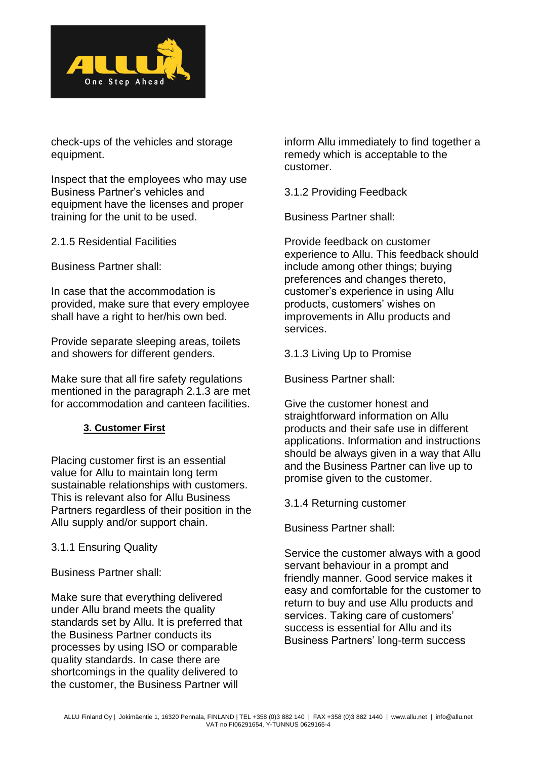check-ups of the vehicles and storage equipment.

Inspect that the employees who may use Business Partner's vehicles and equipment have the licenses and proper training for the unit to be used.

2.1.5 Residential Facilities

Business Partner shall:

In case that the accommodation is provided, make sure that every employee shall have a right to her/his own bed.

Provide separate sleeping areas, toilets and showers for different genders.

Make sure that all fire safety regulations mentioned in the paragraph 2.1.3 are met for accommodation and canteen facilities.

## 3. Customer First

Placing customer first is an essential value for Allu to maintain long term sustainable relationships with customers. This is relevant also for Allu Business Partners regardless of their position in the Allu supply and/or support chain.

3.1.1 Ensuring Quality

Business Partner shall:

Make sure that everything delivered under Allu brand meets the quality standards set by Allu. It is preferred that the Business Partner conducts its processes by using ISO or comparable quality standards. In case there are shortcomings in the quality delivered to the customer, the Business Partner will inform Allu immediately to find together a remedy which is acceptable to the customer.

3.1.2 Providing Feedback

Business Partner shall:

Provide feedback on customer experience to Allu. This feedback should include among other things; buying preferences and changes thereto, customer's experience in using Allu products, customers' wishes on improvements in Allu products and services.

3.1.3 Living Up to Promise

Business Partner shall:

Give the customer honest and straightforward information on Allu products and their safe use in different applications. Information and instructions should be always given in a way that Allu and the Business Partner can live up to promise given to the customer.

3.1.4 Returning customer

Business Partner shall:

Service the customer always with a good servant behaviour in a prompt and friendly manner. Good service makes it easy and comfortable for the customer to return to buy and use Allu products and services. Taking care of customers' success is essential for Allu and its Business Partners' long-term success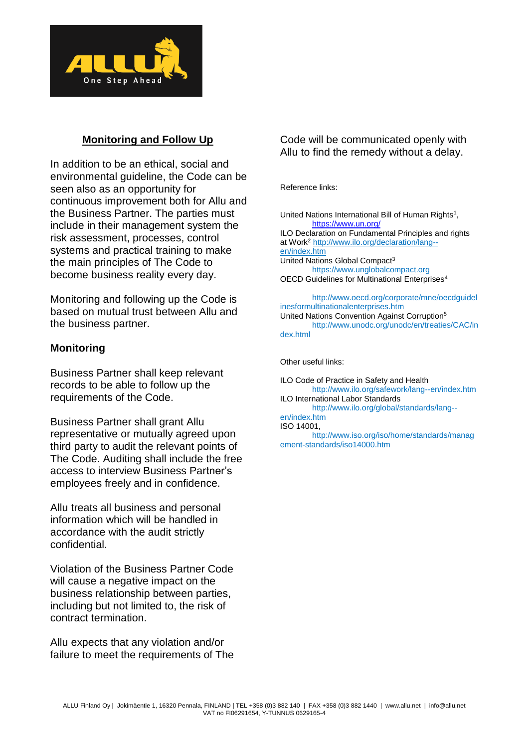## Monitoring and Follow Up

In addition to be an ethical, social and environmental guideline, the Code can be seen also as an opportunity for continuous improvement both for Allu and the Business Partner. The parties must include in their management system the risk assessment, processes, control systems and practical training to make the main principles of The Code to become business reality every day.

Monitoring and following up the Code is based on mutual trust between Allu and the business partner.

### Monitoring

Business Partner shall keep relevant records to be able to follow up the requirements of the Code.

Business Partner shall grant Allu representative or mutually agreed upon third party to audit the relevant points of The Code. Auditing shall include the free access to interview Business Partner's employees freely and in confidence.

Allu treats all business and personal information which will be handled in accordance with the audit strictly confidential.

Violation of the Business Partner Code will cause a negative impact on the business relationship between parties, including but not limited to, the risk of contract termination.

Allu expects that any violation and/or failure to meet the requirements of The Code will be communicated openly with Allu to find the remedy without a delay.

Reference links:

United Nations International Bill of Human Rights[1], https://www.un.org/
ILO Declaration on Fundamental Principles and rights at Work[2] http://www.ilo.org/declaration/lang--en/index.htm
United Nations Global Compact[3] https://www.unglobalcompact.org
OECD Guidelines for Multinational Enterprises[4] http://www.oecd.org/corporate/mne/oecdguidelinesformultinationalenterprises.htm
United Nations Convention Against Corruption[5] http://www.unodc.org/unodc/en/treaties/CAC/index.html

Other useful links:

ILO Code of Practice in Safety and Health http://www.ilo.org/safework/lang--en/index.htm
ILO International Labor Standards http://www.ilo.org/global/standards/lang--en/index.htm
ISO 14001, http://www.iso.org/iso/home/standards/management-standards/iso14000.htm

ALLU Finland Oy | Jokimäentie 1, 16320 Pennala, FINLAND | TEL +358 (0)3 882 140 | FAX +358 (0)3 882 1440 | www.allu.net | info@allu.net
VAT no FI06291654, Y-TUNNUS 0629165-4